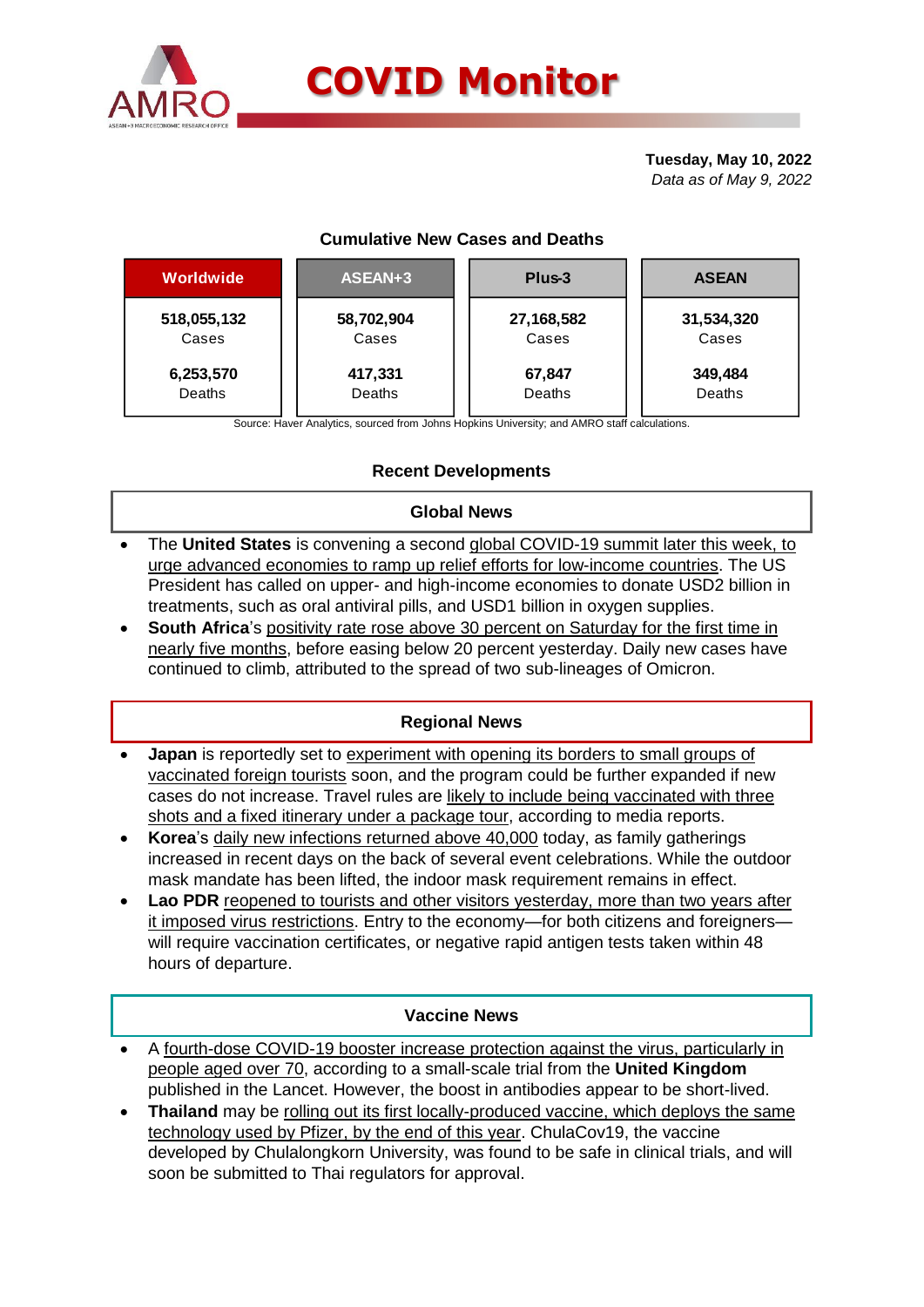# COVID Monitor

**Tuesday, May 10, 2022**
*Data as of May 9, 2022*

### Cumulative New Cases and Deaths

| Worldwide | ASEAN+3 | Plus-3 | ASEAN |
|---|---|---|---|
| **518,055,132** Cases | **58,702,904** Cases | **27,168,582** Cases | **31,534,320** Cases |
| **6,253,570** Deaths | **417,331** Deaths | **67,847** Deaths | **349,484** Deaths |

Source: Haver Analytics, sourced from Johns Hopkins University; and AMRO staff calculations.

## Recent Developments

### Global News

- The **United States** is convening a second global COVID-19 summit later this week, to urge advanced economies to ramp up relief efforts for low-income countries. The US President has called on upper- and high-income economies to donate USD2 billion in treatments, such as oral antiviral pills, and USD1 billion in oxygen supplies.
- **South Africa**'s positivity rate rose above 30 percent on Saturday for the first time in nearly five months, before easing below 20 percent yesterday. Daily new cases have continued to climb, attributed to the spread of two sub-lineages of Omicron.

### Regional News

- **Japan** is reportedly set to experiment with opening its borders to small groups of vaccinated foreign tourists soon, and the program could be further expanded if new cases do not increase. Travel rules are likely to include being vaccinated with three shots and a fixed itinerary under a package tour, according to media reports.
- **Korea**'s daily new infections returned above 40,000 today, as family gatherings increased in recent days on the back of several event celebrations. While the outdoor mask mandate has been lifted, the indoor mask requirement remains in effect.
- **Lao PDR** reopened to tourists and other visitors yesterday, more than two years after it imposed virus restrictions. Entry to the economy—for both citizens and foreigners—will require vaccination certificates, or negative rapid antigen tests taken within 48 hours of departure.

### Vaccine News

- A fourth-dose COVID-19 booster increase protection against the virus, particularly in people aged over 70, according to a small-scale trial from the **United Kingdom** published in the Lancet. However, the boost in antibodies appear to be short-lived.
- **Thailand** may be rolling out its first locally-produced vaccine, which deploys the same technology used by Pfizer, by the end of this year. ChulaCov19, the vaccine developed by Chulalongkorn University, was found to be safe in clinical trials, and will soon be submitted to Thai regulators for approval.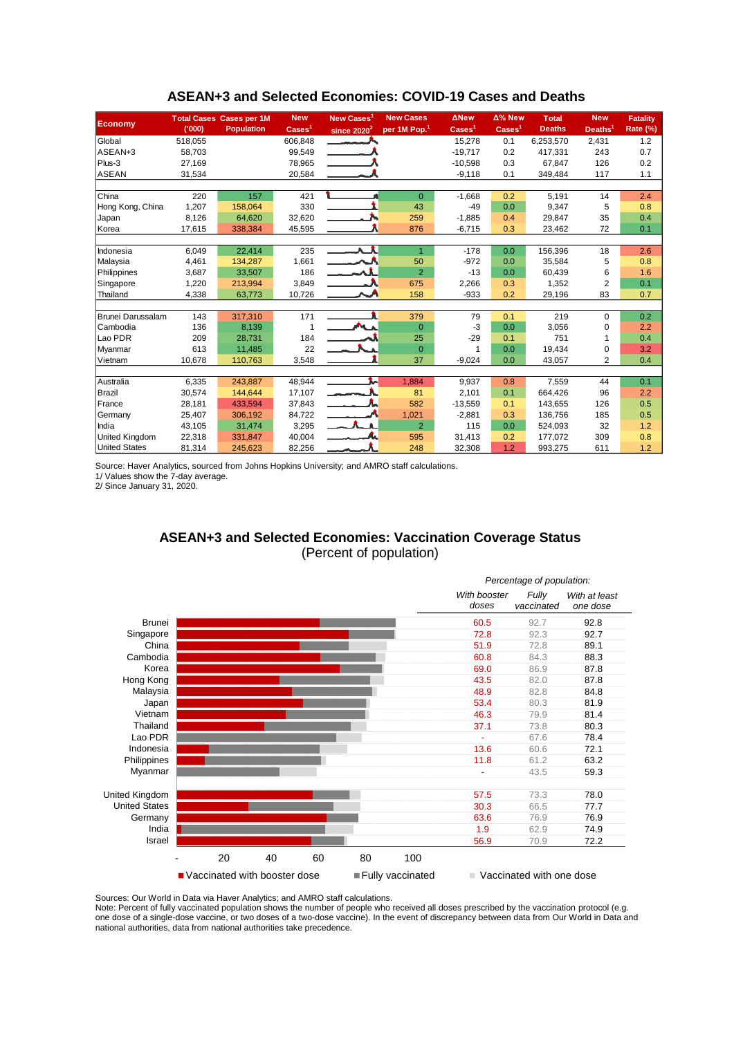## ASEAN+3 and Selected Economies: COVID-19 Cases and Deaths

| Economy | Total Cases ('000) | Cases per 1M Population | New Cases[1] | New Cases[1] since 2020[2] | New Cases per 1M Pop.[1] | ΔNew Cases[1] | Δ% New Cases[1] | Total Deaths | New Deaths[1] | Fatality Rate (%) |
|---|---|---|---|---|---|---|---|---|---|---|
| Global | 518,055 | | 606,848 | | | 15,278 | 0.1 | 6,253,570 | 2,431 | 1.2 |
| ASEAN+3 | 58,703 | | 99,549 | | | -19,717 | 0.2 | 417,331 | 243 | 0.7 |
| Plus-3 | 27,169 | | 78,965 | | | -10,598 | 0.3 | 67,847 | 126 | 0.2 |
| ASEAN | 31,534 | | 20,584 | | | -9,118 | 0.1 | 349,484 | 117 | 1.1 |
| | | | | | | | | | | |
| China | 220 | 157 | 421 | | 0 | -1,668 | 0.2 | 5,191 | 14 | 2.4 |
| Hong Kong, China | 1,207 | 158,064 | 330 | | 43 | -49 | 0.0 | 9,347 | 5 | 0.8 |
| Japan | 8,126 | 64,620 | 32,620 | | 259 | -1,885 | 0.4 | 29,847 | 35 | 0.4 |
| Korea | 17,615 | 338,384 | 45,595 | | 876 | -6,715 | 0.3 | 23,462 | 72 | 0.1 |
| | | | | | | | | | | |
| Indonesia | 6,049 | 22,414 | 235 | | 1 | -178 | 0.0 | 156,396 | 18 | 2.6 |
| Malaysia | 4,461 | 134,287 | 1,661 | | 50 | -972 | 0.0 | 35,584 | 5 | 0.8 |
| Philippines | 3,687 | 33,507 | 186 | | 2 | -13 | 0.0 | 60,439 | 6 | 1.6 |
| Singapore | 1,220 | 213,994 | 3,849 | | 675 | 2,266 | 0.3 | 1,352 | 2 | 0.1 |
| Thailand | 4,338 | 63,773 | 10,726 | | 158 | -933 | 0.2 | 29,196 | 83 | 0.7 |
| | | | | | | | | | | |
| Brunei Darussalam | 143 | 317,310 | 171 | | 379 | 79 | 0.1 | 219 | 0 | 0.2 |
| Cambodia | 136 | 8,139 | 1 | | 0 | -3 | 0.0 | 3,056 | 0 | 2.2 |
| Lao PDR | 209 | 28,731 | 184 | | 25 | -29 | 0.1 | 751 | 1 | 0.4 |
| Myanmar | 613 | 11,485 | 22 | | 0 | 1 | 0.0 | 19,434 | 0 | 3.2 |
| Vietnam | 10,678 | 110,763 | 3,548 | | 37 | -9,024 | 0.0 | 43,057 | 2 | 0.4 |
| | | | | | | | | | | |
| Australia | 6,335 | 243,887 | 48,944 | | 1,884 | 9,937 | 0.8 | 7,559 | 44 | 0.1 |
| Brazil | 30,574 | 144,644 | 17,107 | | 81 | 2,101 | 0.1 | 664,426 | 96 | 2.2 |
| France | 28,181 | 433,594 | 37,843 | | 582 | -13,559 | 0.1 | 143,655 | 126 | 0.5 |
| Germany | 25,407 | 306,192 | 84,722 | | 1,021 | -2,881 | 0.3 | 136,756 | 185 | 0.5 |
| India | 43,105 | 31,474 | 3,295 | | 2 | 115 | 0.0 | 524,093 | 32 | 1.2 |
| United Kingdom | 22,318 | 331,847 | 40,004 | | 595 | 31,413 | 0.2 | 177,072 | 309 | 0.8 |
| United States | 81,314 | 245,623 | 82,256 | | 248 | 32,308 | 1.2 | 993,275 | 611 | 1.2 |

Source: Haver Analytics, sourced from Johns Hopkins University; and AMRO staff calculations.
1/ Values show the 7-day average.
2/ Since January 31, 2020.

## ASEAN+3 and Selected Economies: Vaccination Coverage Status
(Percent of population)

*Percentage of population:*

| Economy | *With booster doses* | *Fully vaccinated* | *With at least one dose* |
|---|---|---|---|
| Brunei | 60.5 | 92.7 | 92.8 |
| Singapore | 72.8 | 92.3 | 92.7 |
| China | 51.9 | 72.8 | 89.1 |
| Cambodia | 60.8 | 84.3 | 88.3 |
| Korea | 69.0 | 86.9 | 87.8 |
| Hong Kong | 43.5 | 82.0 | 87.8 |
| Malaysia | 48.9 | 82.8 | 84.8 |
| Japan | 53.4 | 80.3 | 81.9 |
| Vietnam | 46.3 | 79.9 | 81.4 |
| Thailand | 37.1 | 73.8 | 80.3 |
| Lao PDR | - | 67.6 | 78.4 |
| Indonesia | 13.6 | 60.6 | 72.1 |
| Philippines | 11.8 | 61.2 | 63.2 |
| Myanmar | - | 43.5 | 59.3 |
| | | | |
| United Kingdom | 57.5 | 73.3 | 78.0 |
| United States | 30.3 | 66.5 | 77.7 |
| Germany | 63.6 | 76.9 | 76.9 |
| India | 1.9 | 62.9 | 74.9 |
| Israel | 56.9 | 70.9 | 72.2 |

- 20 40 60 80 100

■ Vaccinated with booster dose ■ Fully vaccinated ■ Vaccinated with one dose

Sources: Our World in Data via Haver Analytics; and AMRO staff calculations.
Note: Percent of fully vaccinated population shows the number of people who received all doses prescribed by the vaccination protocol (e.g. one dose of a single-dose vaccine, or two doses of a two-dose vaccine). In the event of discrepancy between data from Our World in Data and national authorities, data from national authorities take precedence.